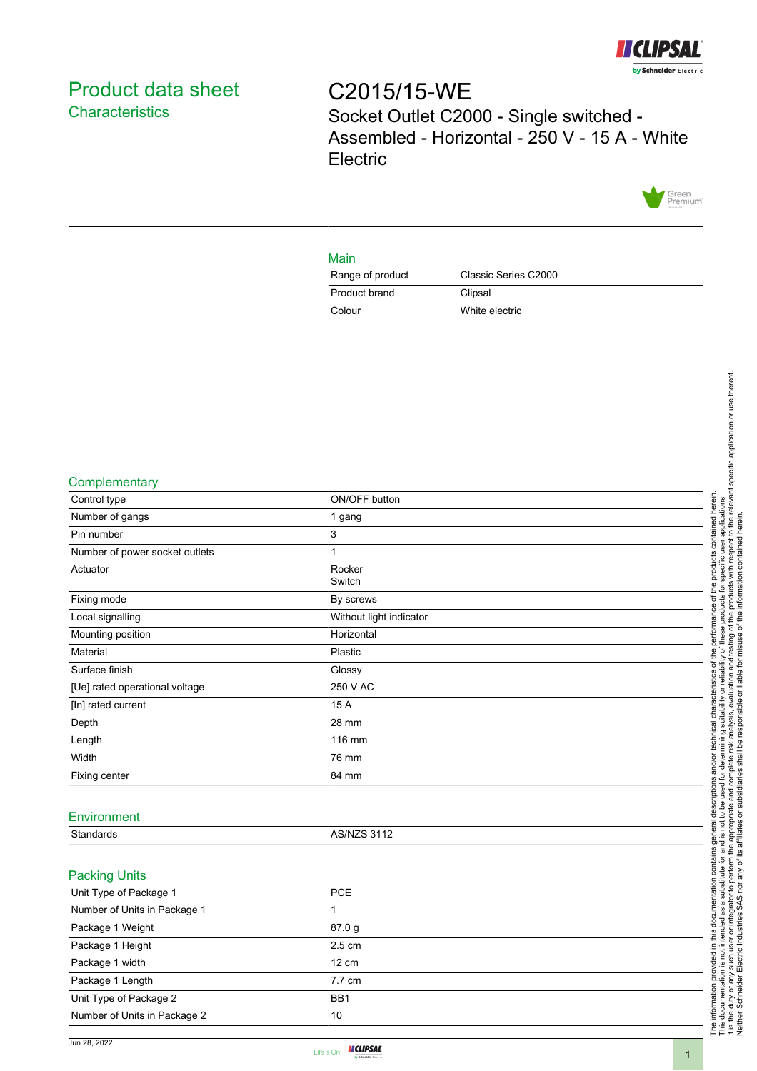# Product data sheet
## Characteristics

# C2015/15-WE
Socket Outlet C2000 - Single switched - Assembled - Horizontal - 250 V - 15 A - White Electric

## Main

| | |
|---|---|
| Range of product | Classic Series C2000 |
| Product brand | Clipsal |
| Colour | White electric |

## Complementary

| | |
|---|---|
| Control type | ON/OFF button |
| Number of gangs | 1 gang |
| Pin number | 3 |
| Number of power socket outlets | 1 |
| Actuator | Rocker<br>Switch |
| Fixing mode | By screws |
| Local signalling | Without light indicator |
| Mounting position | Horizontal |
| Material | Plastic |
| Surface finish | Glossy |
| [Ue] rated operational voltage | 250 V AC |
| [In] rated current | 15 A |
| Depth | 28 mm |
| Length | 116 mm |
| Width | 76 mm |
| Fixing center | 84 mm |

## Environment

| | |
|---|---|
| Standards | AS/NZS 3112 |

## Packing Units

| | |
|---|---|
| Unit Type of Package 1 | PCE |
| Number of Units in Package 1 | 1 |
| Package 1 Weight | 87.0 g |
| Package 1 Height | 2.5 cm |
| Package 1 width | 12 cm |
| Package 1 Length | 7.7 cm |
| Unit Type of Package 2 | BB1 |
| Number of Units in Package 2 | 10 |

The information provided in this documentation contains general descriptions and/or technical characteristics of the performance of the products contained herein.
This documentation is not intended as a substitute for and is not to be used for determining suitability or reliability of these products for specific user applications.
It is the duty of any such user or integrator to perform the appropriate and complete risk analysis, evaluation and testing of the products with respect to the relevant specific application or use thereof.
Neither Schneider Electric Industries SAS nor any of its affiliates or subsidiaries shall be responsible or liable for misuse of the information contained herein.

Jun 28, 2022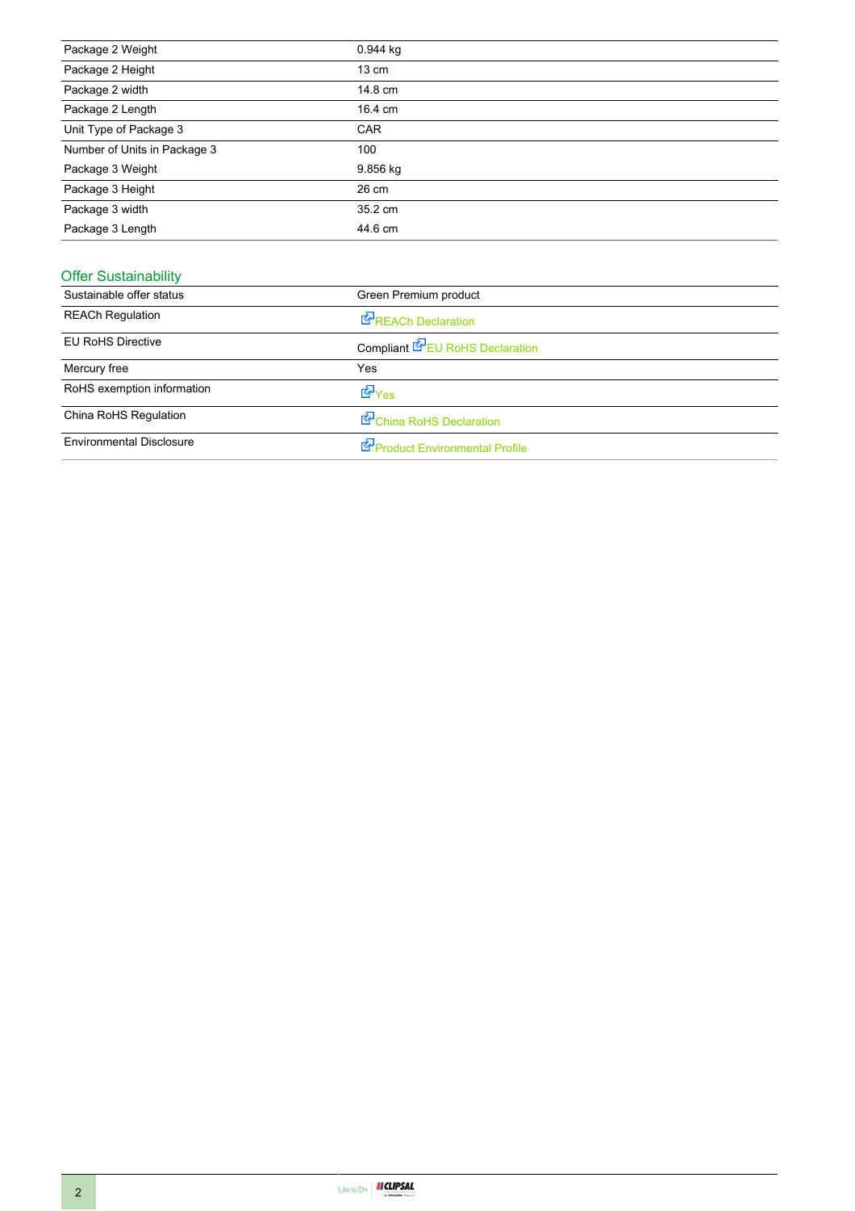| | |
|---|---|
| Package 2 Weight | 0.944 kg |
| Package 2 Height | 13 cm |
| Package 2 width | 14.8 cm |
| Package 2 Length | 16.4 cm |
| Unit Type of Package 3 | CAR |
| Number of Units in Package 3 | 100 |
| Package 3 Weight | 9.856 kg |
| Package 3 Height | 26 cm |
| Package 3 width | 35.2 cm |
| Package 3 Length | 44.6 cm |

## Offer Sustainability

| | |
|---|---|
| Sustainable offer status | Green Premium product |
| REACh Regulation | REACh Declaration |
| EU RoHS Directive | Compliant EU RoHS Declaration |
| Mercury free | Yes |
| RoHS exemption information | Yes |
| China RoHS Regulation | China RoHS Declaration |
| Environmental Disclosure | Product Environmental Profile |